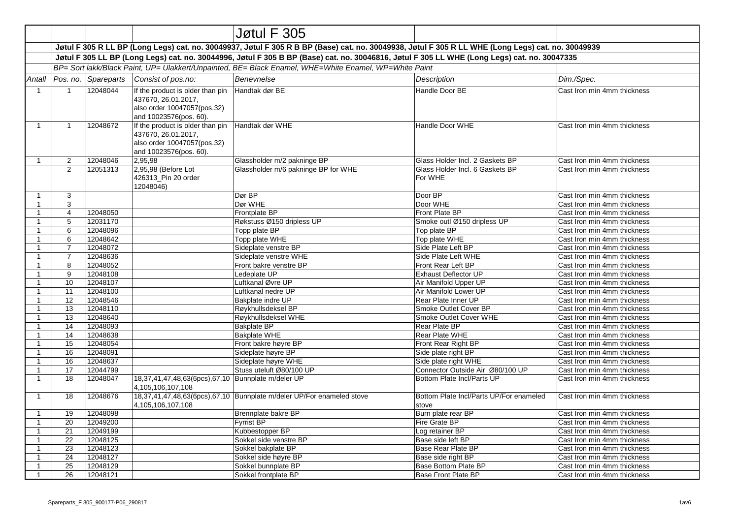# Jøtul F 305

**Jøtul F 305 R LL BP (Long Legs) cat. no. 30049937, Jøtul F 305 R B BP (Base) cat. no. 30049938, Jøtul F 305 R LL WHE (Long Legs) cat. no. 30049939**

**Jøtul F 305 LL BP (Long Legs) cat. no. 30044996, Jøtul F 305 B BP (Base) cat. no. 30046816, Jøtul F 305 LL WHE (Long Legs) cat. no. 30047335**

*BP= Sort lakk/Black Paint, UP= Ulakkert/Unpainted, BE= Black Enamel, WHE=White Enamel, WP=White Paint*

| *Antall* | *Pos. no.* | *Spareparts* | *Consist of pos.no:* | *Benevnelse* | *Description* | *Dim./Spec.* |
|---|---|---|---|---|---|---|
| 1 | 1 | 12048044 | If the product is older than pin 437670, 26.01.2017, also order 10047057(pos.32) and 10023576(pos. 60). | Handtak dør BE | Handle Door BE | Cast Iron min 4mm thickness |
| 1 | 1 | 12048672 | If the product is older than pin 437670, 26.01.2017, also order 10047057(pos.32) and 10023576(pos. 60). | Handtak dør WHE | Handle Door WHE | Cast Iron min 4mm thickness |
| 1 | 2 | 12048046 | 2,95,98 | Glassholder m/2 pakninge BP | Glass Holder Incl. 2 Gaskets BP | Cast Iron min 4mm thickness |
| | 2 | 12051313 | 2,95,98 (Before Lot 426313_Pin 20 order 12048046) | Glassholder m/6 pakninge BP for WHE | Glass Holder Incl. 6 Gaskets BP For WHE | Cast Iron min 4mm thickness |
| 1 | 3 | | | Dør BP | Door BP | Cast Iron min 4mm thickness |
| 1 | 3 | | | Dør WHE | Door WHE | Cast Iron min 4mm thickness |
| 1 | 4 | 12048050 | | Frontplate BP | Front Plate BP | Cast Iron min 4mm thickness |
| 1 | 5 | 12031170 | | Røkstuss Ø150 dripless UP | Smoke outl Ø150 dripless UP | Cast Iron min 4mm thickness |
| 1 | 6 | 12048096 | | Topp plate BP | Top plate BP | Cast Iron min 4mm thickness |
| 1 | 6 | 12048642 | | Topp plate WHE | Top plate WHE | Cast Iron min 4mm thickness |
| 1 | 7 | 12048072 | | Sideplate venstre BP | Side Plate Left BP | Cast Iron min 4mm thickness |
| 1 | 7 | 12048636 | | Sideplate venstre WHE | Side Plate Left WHE | Cast Iron min 4mm thickness |
| 1 | 8 | 12048052 | | Front bakre venstre BP | Front Rear Left BP | Cast Iron min 4mm thickness |
| 1 | 9 | 12048108 | | Ledeplate UP | Exhaust Deflector UP | Cast Iron min 4mm thickness |
| 1 | 10 | 12048107 | | Luftkanal Øvre UP | Air Manifold Upper UP | Cast Iron min 4mm thickness |
| 1 | 11 | 12048100 | | Luftkanal nedre UP | Air Manifold Lower UP | Cast Iron min 4mm thickness |
| 1 | 12 | 12048546 | | Bakplate indre UP | Rear Plate Inner UP | Cast Iron min 4mm thickness |
| 1 | 13 | 12048110 | | Røykhullsdeksel BP | Smoke Outlet Cover BP | Cast Iron min 4mm thickness |
| 1 | 13 | 12048640 | | Røykhullsdeksel WHE | Smoke Outlet Cover WHE | Cast Iron min 4mm thickness |
| 1 | 14 | 12048093 | | Bakplate BP | Rear Plate BP | Cast Iron min 4mm thickness |
| 1 | 14 | 12048638 | | Bakplate WHE | Rear Plate WHE | Cast Iron min 4mm thickness |
| 1 | 15 | 12048054 | | Front bakre høyre BP | Front Rear Right BP | Cast Iron min 4mm thickness |
| 1 | 16 | 12048091 | | Sideplate høyre BP | Side plate right BP | Cast Iron min 4mm thickness |
| 1 | 16 | 12048637 | | Sideplate høyre WHE | Side plate right WHE | Cast Iron min 4mm thickness |
| 1 | 17 | 12044799 | | Stuss uteluft Ø80/100 UP | Connector Outside Air Ø80/100 UP | Cast Iron min 4mm thickness |
| 1 | 18 | 12048047 | 18,37,41,47,48,63(6pcs),67,104,105,106,107,108 | Bunnplate m/deler UP | Bottom Plate Incl/Parts UP | Cast Iron min 4mm thickness |
| 1 | 18 | 12048676 | 18,37,41,47,48,63(6pcs),67,104,105,106,107,108 | Bunnplate m/deler UP/For enameled stove | Bottom Plate Incl/Parts UP/For enameled stove | Cast Iron min 4mm thickness |
| 1 | 19 | 12048098 | | Brennplate bakre BP | Burn plate rear BP | Cast Iron min 4mm thickness |
| 1 | 20 | 12049200 | | Fyrrist BP | Fire Grate BP | Cast Iron min 4mm thickness |
| 1 | 21 | 12049199 | | Kubbestopper BP | Log retainer BP | Cast Iron min 4mm thickness |
| 1 | 22 | 12048125 | | Sokkel side venstre BP | Base side left BP | Cast Iron min 4mm thickness |
| 1 | 23 | 12048123 | | Sokkel bakplate BP | Base Rear Plate BP | Cast Iron min 4mm thickness |
| 1 | 24 | 12048127 | | Sokkel side høyre BP | Base side right BP | Cast Iron min 4mm thickness |
| 1 | 25 | 12048129 | | Sokkel bunnplate BP | Base Bottom Plate BP | Cast Iron min 4mm thickness |
| 1 | 26 | 12048121 | | Sokkel frontplate BP | Base Front Plate BP | Cast Iron min 4mm thickness |

Spareparts_F 305_900177-P06_290817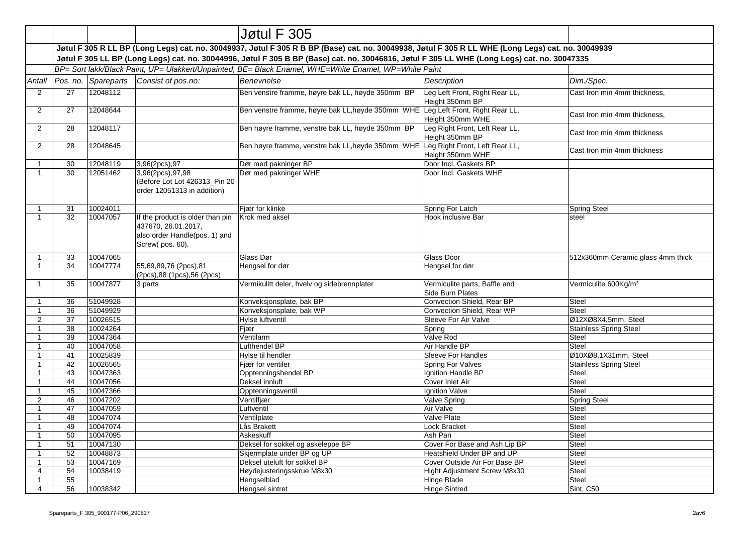# Jøtul F 305

**Jøtul F 305 R LL BP (Long Legs) cat. no. 30049937, Jøtul F 305 R B BP (Base) cat. no. 30049938, Jøtul F 305 R LL WHE (Long Legs) cat. no. 30049939**

**Jøtul F 305 LL BP (Long Legs) cat. no. 30044996, Jøtul F 305 B BP (Base) cat. no. 30046816, Jøtul F 305 LL WHE (Long Legs) cat. no. 30047335**

*BP= Sort lakk/Black Paint, UP= Ulakkert/Unpainted, BE= Black Enamel, WHE=White Enamel, WP=White Paint*

| *Antall* | *Pos. no.* | *Spareparts* | *Consist of pos.no:* | *Benevnelse* | *Description* | *Dim./Spec.* |
|---|---|---|---|---|---|---|
| 2 | 27 | 12048112 | | Ben venstre framme, høyre bak LL, høyde 350mm BP | Leg Left Front, Right Rear LL, Height 350mm BP | Cast Iron min 4mm thickness, |
| 2 | 27 | 12048644 | | Ben venstre framme, høyre bak LL,høyde 350mm WHE | Leg Left Front, Right Rear LL, Height 350mm WHE | Cast Iron min 4mm thickness, |
| 2 | 28 | 12048117 | | Ben høyre framme, venstre bak LL, høyde 350mm BP | Leg Right Front, Left Rear LL, Height 350mm BP | Cast Iron min 4mm thickness |
| 2 | 28 | 12048645 | | Ben høyre framme, venstre bak LL,høyde 350mm WHE | Leg Right Front, Left Rear LL, Height 350mm WHE | Cast Iron min 4mm thickness |
| 1 | 30 | 12048119 | 3,96(2pcs),97 | Dør med pakninger BP | Door Incl. Gaskets BP | |
| 1 | 30 | 12051462 | 3,96(2pcs),97,98 (Before Lot Lot 426313_Pin 20 order 12051313 in addition) | Dør med pakninger WHE | Door Incl. Gaskets WHE | |
| 1 | 31 | 10024011 | | Fjær for klinke | Spring For Latch | Spring Steel |
| 1 | 32 | 10047057 | If the product is older than pin 437670, 26.01.2017, also order Handle(pos. 1) and Screw( pos. 60). | Krok med aksel | Hook inclusive Bar | steel |
| 1 | 33 | 10047065 | | Glass Dør | Glass Door | 512x360mm Ceramic glass 4mm thick |
| 1 | 34 | 10047774 | 55,69,89,76 (2pcs),81 (2pcs),88 (1pcs),56 (2pcs) | Hengsel for dør | Hengsel for dør | |
| 1 | 35 | 10047877 | 3 parts | Vermikulitt deler, hvelv og sidebrennplater | Vermiculite parts, Baffle and Side Burn Plates | Vermiculite 600Kg/m³ |
| 1 | 36 | 51049928 | | Konveksjonsplate, bak BP | Convection Shield, Rear BP | Steel |
| 1 | 36 | 51049929 | | Konveksjonsplate, bak WP | Convection Shield, Rear WP | Steel |
| 2 | 37 | 10026515 | | Hylse luftventil | Sleeve For Air Valve | Ø12XØ8X4,5mm, Steel |
| 1 | 38 | 10024264 | | Fjær | Spring | Stainless Spring Steel |
| 1 | 39 | 10047364 | | Ventilarm | Valve Rod | Steel |
| 1 | 40 | 10047058 | | Lufthendel BP | Air Handle BP | Steel |
| 1 | 41 | 10025839 | | Hylse til hendler | Sleeve For Handles | Ø10XØ8,1X31mm, Steel |
| 1 | 42 | 10026565 | | Fjær for ventiler | Spring For Valves | Stainless Spring Steel |
| 1 | 43 | 10047363 | | Opptenningshendel BP | Ignition Handle BP | Steel |
| 1 | 44 | 10047056 | | Deksel innluft | Cover Inlet Air | Steel |
| 1 | 45 | 10047366 | | Opptenningsventil | Ignition Valve | Steel |
| 2 | 46 | 10047202 | | Ventilfjær | Valve Spring | Spring Steel |
| 1 | 47 | 10047059 | | Luftventil | Air Valve | Steel |
| 1 | 48 | 10047074 | | Ventilplate | Valve Plate | Steel |
| 1 | 49 | 10047074 | | Lås Brakett | Lock Bracket | Steel |
| 1 | 50 | 10047095 | | Askeskuff | Ash Pan | Steel |
| 1 | 51 | 10047130 | | Deksel for sokkel og askeleppe BP | Cover For Base and Ash Lip BP | Steel |
| 1 | 52 | 10048873 | | Skjermplate under BP og UP | Heatshield Under BP and UP | Steel |
| 1 | 53 | 10047169 | | Deksel uteluft for sokkel BP | Cover Outside Air For Base BP | Steel |
| 4 | 54 | 10038419 | | Høydejusteringsskrue M8x30 | Hight Adjustment Screw M8x30 | Steel |
| 1 | 55 | | | Hengselblad | Hinge Blade | Steel |
| 4 | 56 | 10038342 | | Hengsel sintret | Hinge Sintred | Sint, C50 |

Spareparts_F 305_900177-P06_290817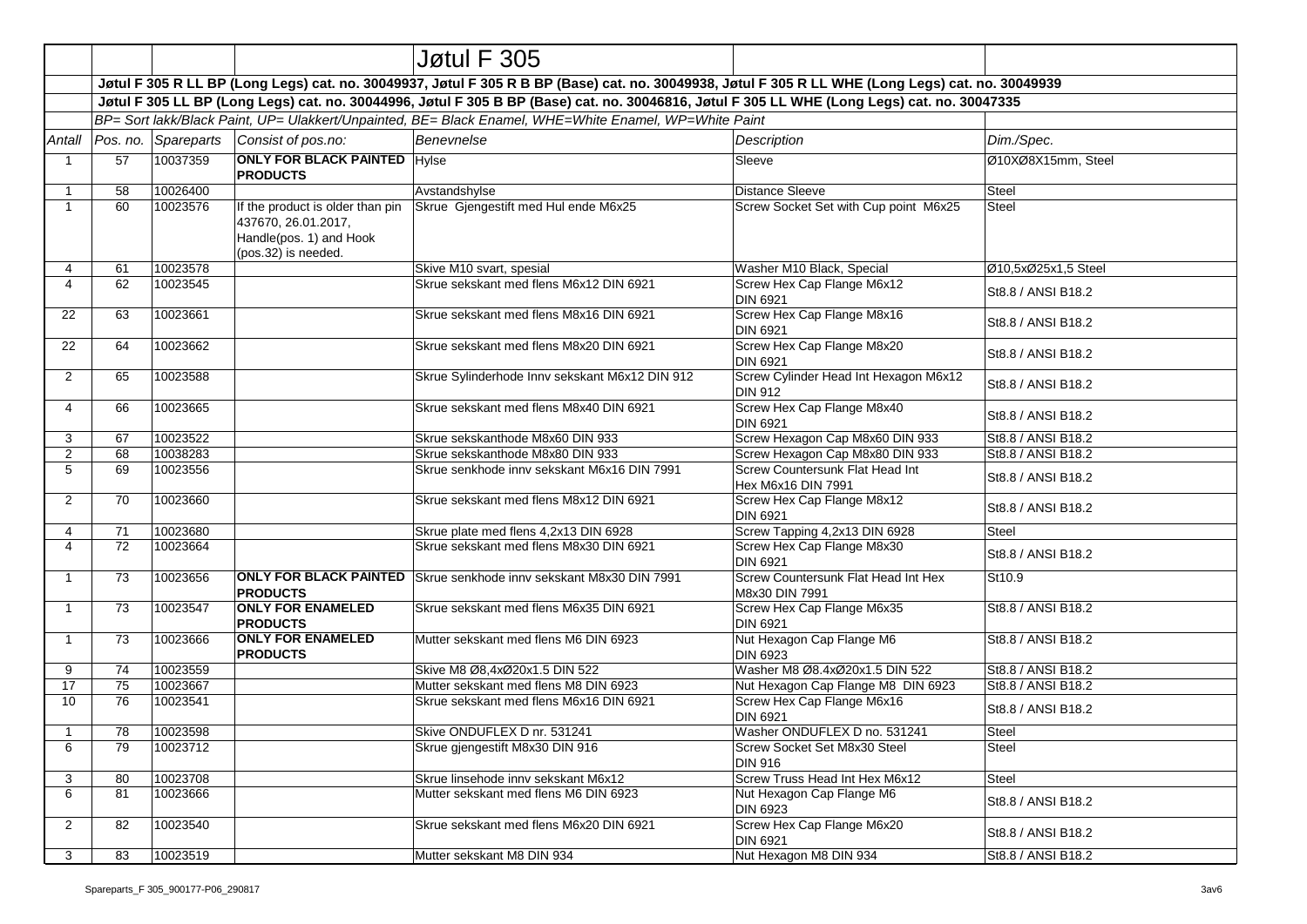# Jøtul F 305

**Jøtul F 305 R LL BP (Long Legs) cat. no. 30049937, Jøtul F 305 R B BP (Base) cat. no. 30049938, Jøtul F 305 R LL WHE (Long Legs) cat. no. 30049939**

**Jøtul F 305 LL BP (Long Legs) cat. no. 30044996, Jøtul F 305 B BP (Base) cat. no. 30046816, Jøtul F 305 LL WHE (Long Legs) cat. no. 30047335**

*BP= Sort lakk/Black Paint, UP= Ulakkert/Unpainted, BE= Black Enamel, WHE=White Enamel, WP=White Paint*

| *Antall* | *Pos. no.* | *Spareparts* | *Consist of pos.no:* | *Benevnelse* | *Description* | *Dim./Spec.* |
|---|---|---|---|---|---|---|
| 1 | 57 | 10037359 | **ONLY FOR BLACK PAINTED PRODUCTS** | Hylse | Sleeve | Ø10XØ8X15mm, Steel |
| 1 | 58 | 10026400 | | Avstandshylse | Distance Sleeve | Steel |
| 1 | 60 | 10023576 | If the product is older than pin 437670, 26.01.2017, Handle(pos. 1) and Hook (pos.32) is needed. | Skrue Gjengestift med Hul ende M6x25 | Screw Socket Set with Cup point M6x25 | Steel |
| 4 | 61 | 10023578 | | Skive M10 svart, spesial | Washer M10 Black, Special | Ø10,5xØ25x1,5 Steel |
| 4 | 62 | 10023545 | | Skrue sekskant med flens M6x12 DIN 6921 | Screw Hex Cap Flange M6x12 DIN 6921 | St8.8 / ANSI B18.2 |
| 22 | 63 | 10023661 | | Skrue sekskant med flens M8x16 DIN 6921 | Screw Hex Cap Flange M8x16 DIN 6921 | St8.8 / ANSI B18.2 |
| 22 | 64 | 10023662 | | Skrue sekskant med flens M8x20 DIN 6921 | Screw Hex Cap Flange M8x20 DIN 6921 | St8.8 / ANSI B18.2 |
| 2 | 65 | 10023588 | | Skrue Sylinderhode Innv sekskant M6x12 DIN 912 | Screw Cylinder Head Int Hexagon M6x12 DIN 912 | St8.8 / ANSI B18.2 |
| 4 | 66 | 10023665 | | Skrue sekskant med flens M8x40 DIN 6921 | Screw Hex Cap Flange M8x40 DIN 6921 | St8.8 / ANSI B18.2 |
| 3 | 67 | 10023522 | | Skrue sekskanthode M8x60 DIN 933 | Screw Hexagon Cap M8x60 DIN 933 | St8.8 / ANSI B18.2 |
| 2 | 68 | 10038283 | | Skrue sekskanthode M8x80 DIN 933 | Screw Hexagon Cap M8x80 DIN 933 | St8.8 / ANSI B18.2 |
| 5 | 69 | 10023556 | | Skrue senkhode innv sekskant M6x16 DIN 7991 | Screw Countersunk Flat Head Int Hex M6x16 DIN 7991 | St8.8 / ANSI B18.2 |
| 2 | 70 | 10023660 | | Skrue sekskant med flens M8x12 DIN 6921 | Screw Hex Cap Flange M8x12 DIN 6921 | St8.8 / ANSI B18.2 |
| 4 | 71 | 10023680 | | Skrue plate med flens 4,2x13 DIN 6928 | Screw Tapping 4,2x13 DIN 6928 | Steel |
| 4 | 72 | 10023664 | | Skrue sekskant med flens M8x30 DIN 6921 | Screw Hex Cap Flange M8x30 DIN 6921 | St8.8 / ANSI B18.2 |
| 1 | 73 | 10023656 | **ONLY FOR BLACK PAINTED PRODUCTS** | Skrue senkhode innv sekskant M8x30 DIN 7991 | Screw Countersunk Flat Head Int Hex M8x30 DIN 7991 | St10.9 |
| 1 | 73 | 10023547 | **ONLY FOR ENAMELED PRODUCTS** | Skrue sekskant med flens M6x35 DIN 6921 | Screw Hex Cap Flange M6x35 DIN 6921 | St8.8 / ANSI B18.2 |
| 1 | 73 | 10023666 | **ONLY FOR ENAMELED PRODUCTS** | Mutter sekskant med flens M6 DIN 6923 | Nut Hexagon Cap Flange M6 DIN 6923 | St8.8 / ANSI B18.2 |
| 9 | 74 | 10023559 | | Skive M8 Ø8,4xØ20x1.5 DIN 522 | Washer M8 Ø8.4xØ20x1.5 DIN 522 | St8.8 / ANSI B18.2 |
| 17 | 75 | 10023667 | | Mutter sekskant med flens M8 DIN 6923 | Nut Hexagon Cap Flange M8 DIN 6923 | St8.8 / ANSI B18.2 |
| 10 | 76 | 10023541 | | Skrue sekskant med flens M6x16 DIN 6921 | Screw Hex Cap Flange M6x16 DIN 6921 | St8.8 / ANSI B18.2 |
| 1 | 78 | 10023598 | | Skive ONDUFLEX D nr. 531241 | Washer ONDUFLEX D no. 531241 | Steel |
| 6 | 79 | 10023712 | | Skrue gjengestift M8x30 DIN 916 | Screw Socket Set M8x30 Steel DIN 916 | Steel |
| 3 | 80 | 10023708 | | Skrue linsehode innv sekskant M6x12 | Screw Truss Head Int Hex M6x12 | Steel |
| 6 | 81 | 10023666 | | Mutter sekskant med flens M6 DIN 6923 | Nut Hexagon Cap Flange M6 DIN 6923 | St8.8 / ANSI B18.2 |
| 2 | 82 | 10023540 | | Skrue sekskant med flens M6x20 DIN 6921 | Screw Hex Cap Flange M6x20 DIN 6921 | St8.8 / ANSI B18.2 |
| 3 | 83 | 10023519 | | Mutter sekskant M8 DIN 934 | Nut Hexagon M8 DIN 934 | St8.8 / ANSI B18.2 |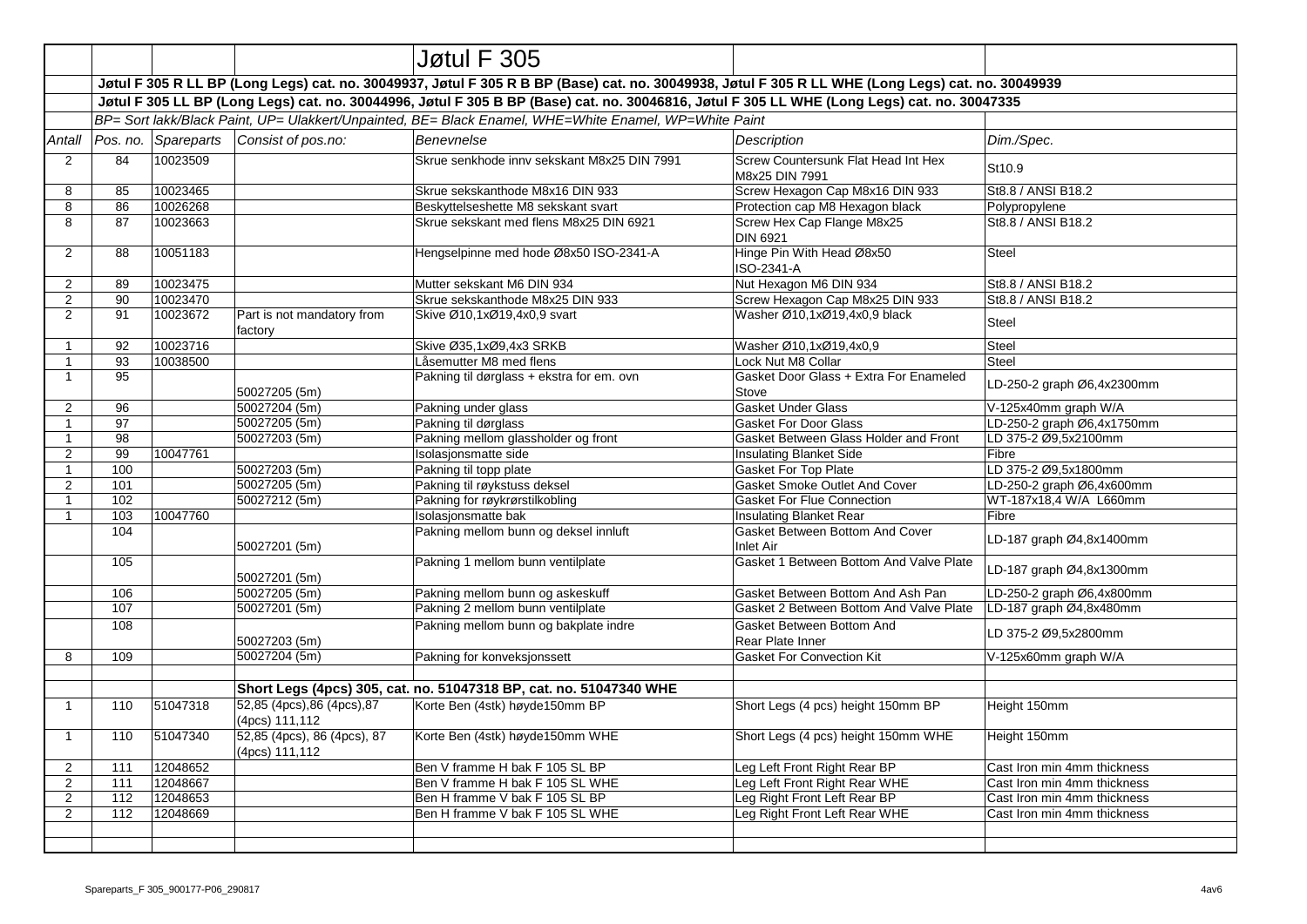| | | | | Jøtul F 305 | | |
|---|---|---|---|---|---|---|
| | **Jøtul F 305 R LL BP (Long Legs) cat. no. 30049937, Jøtul F 305 R B BP (Base) cat. no. 30049938, Jøtul F 305 R LL WHE (Long Legs) cat. no. 30049939** | | | | | |
| | **Jøtul F 305 LL BP (Long Legs) cat. no. 30044996, Jøtul F 305 B BP (Base) cat. no. 30046816, Jøtul F 305 LL WHE (Long Legs) cat. no. 30047335** | | | | | |
| | *BP= Sort lakk/Black Paint, UP= Ulakkert/Unpainted, BE= Black Enamel, WHE=White Enamel, WP=White Paint* | | | | | |
| *Antall* | *Pos. no.* | *Spareparts* | *Consist of pos.no:* | *Benevnelse* | *Description* | *Dim./Spec.* |
| 2 | 84 | 10023509 | | Skrue senkhode innv sekskant M8x25 DIN 7991 | Screw Countersunk Flat Head Int Hex M8x25 DIN 7991 | St10.9 |
| 8 | 85 | 10023465 | | Skrue sekskanthode M8x16 DIN 933 | Screw Hexagon Cap M8x16 DIN 933 | St8.8 / ANSI B18.2 |
| 8 | 86 | 10026268 | | Beskyttelseshette M8 sekskant svart | Protection cap M8 Hexagon black | Polypropylene |
| 8 | 87 | 10023663 | | Skrue sekskant med flens M8x25 DIN 6921 | Screw Hex Cap Flange M8x25 DIN 6921 | St8.8 / ANSI B18.2 |
| 2 | 88 | 10051183 | | Hengselpinne med hode Ø8x50 ISO-2341-A | Hinge Pin With Head Ø8x50 ISO-2341-A | Steel |
| 2 | 89 | 10023475 | | Mutter sekskant M6 DIN 934 | Nut Hexagon M6 DIN 934 | St8.8 / ANSI B18.2 |
| 2 | 90 | 10023470 | | Skrue sekskanthode M8x25 DIN 933 | Screw Hexagon Cap M8x25 DIN 933 | St8.8 / ANSI B18.2 |
| 2 | 91 | 10023672 | Part is not mandatory from factory | Skive Ø10,1xØ19,4x0,9 svart | Washer Ø10,1xØ19,4x0,9 black | Steel |
| 1 | 92 | 10023716 | | Skive Ø35,1xØ9,4x3 SRKB | Washer Ø10,1xØ19,4x0,9 | Steel |
| 1 | 93 | 10038500 | | Låsemutter M8 med flens | Lock Nut M8 Collar | Steel |
| 1 | 95 | | 50027205 (5m) | Pakning til dørglass + ekstra for em. ovn | Gasket Door Glass + Extra For Enameled Stove | LD-250-2 graph Ø6,4x2300mm |
| 2 | 96 | | 50027204 (5m) | Pakning under glass | Gasket Under Glass | V-125x40mm graph W/A |
| 1 | 97 | | 50027205 (5m) | Pakning til dørglass | Gasket For Door Glass | LD-250-2 graph Ø6,4x1750mm |
| 1 | 98 | | 50027203 (5m) | Pakning mellom glassholder og front | Gasket Between Glass Holder and Front | LD 375-2 Ø9,5x2100mm |
| 2 | 99 | 10047761 | | Isolasjonsmatte side | Insulating Blanket Side | Fibre |
| 1 | 100 | | 50027203 (5m) | Pakning til topp plate | Gasket For Top Plate | LD 375-2 Ø9,5x1800mm |
| 2 | 101 | | 50027205 (5m) | Pakning til røykstuss deksel | Gasket Smoke Outlet And Cover | LD-250-2 graph Ø6,4x600mm |
| 1 | 102 | | 50027212 (5m) | Pakning for røykrørstilkobling | Gasket For Flue Connection | WT-187x18,4 W/A L660mm |
| 1 | 103 | 10047760 | | Isolasjonsmatte bak | Insulating Blanket Rear | Fibre |
| | 104 | | 50027201 (5m) | Pakning mellom bunn og deksel innluft | Gasket Between Bottom And Cover Inlet Air | LD-187 graph Ø4,8x1400mm |
| | 105 | | 50027201 (5m) | Pakning 1 mellom bunn ventilplate | Gasket 1 Between Bottom And Valve Plate | LD-187 graph Ø4,8x1300mm |
| | 106 | | 50027205 (5m) | Pakning mellom bunn og askeskuff | Gasket Between Bottom And Ash Pan | LD-250-2 graph Ø6,4x800mm |
| | 107 | | 50027201 (5m) | Pakning 2 mellom bunn ventilplate | Gasket 2 Between Bottom And Valve Plate | LD-187 graph Ø4,8x480mm |
| | 108 | | 50027203 (5m) | Pakning mellom bunn og bakplate indre | Gasket Between Bottom And Rear Plate Inner | LD 375-2 Ø9,5x2800mm |
| 8 | 109 | | 50027204 (5m) | Pakning for konveksjonssett | Gasket For Convection Kit | V-125x60mm graph W/A |
| | | | | | | |
| | | | **Short Legs (4pcs) 305, cat. no. 51047318 BP, cat. no. 51047340 WHE** | | | |
| 1 | 110 | 51047318 | 52,85 (4pcs),86 (4pcs),87 (4pcs) 111,112 | Korte Ben (4stk) høyde150mm BP | Short Legs (4 pcs) height 150mm BP | Height 150mm |
| 1 | 110 | 51047340 | 52,85 (4pcs), 86 (4pcs), 87 (4pcs) 111,112 | Korte Ben (4stk) høyde150mm WHE | Short Legs (4 pcs) height 150mm WHE | Height 150mm |
| 2 | 111 | 12048652 | | Ben V framme H bak F 105 SL BP | Leg Left Front Right Rear BP | Cast Iron min 4mm thickness |
| 2 | 111 | 12048667 | | Ben V framme H bak F 105 SL WHE | Leg Left Front Right Rear WHE | Cast Iron min 4mm thickness |
| 2 | 112 | 12048653 | | Ben H framme V bak F 105 SL BP | Leg Right Front Left Rear BP | Cast Iron min 4mm thickness |
| 2 | 112 | 12048669 | | Ben H framme V bak F 105 SL WHE | Leg Right Front Left Rear WHE | Cast Iron min 4mm thickness |

Spareparts_F 305_900177-P06_290817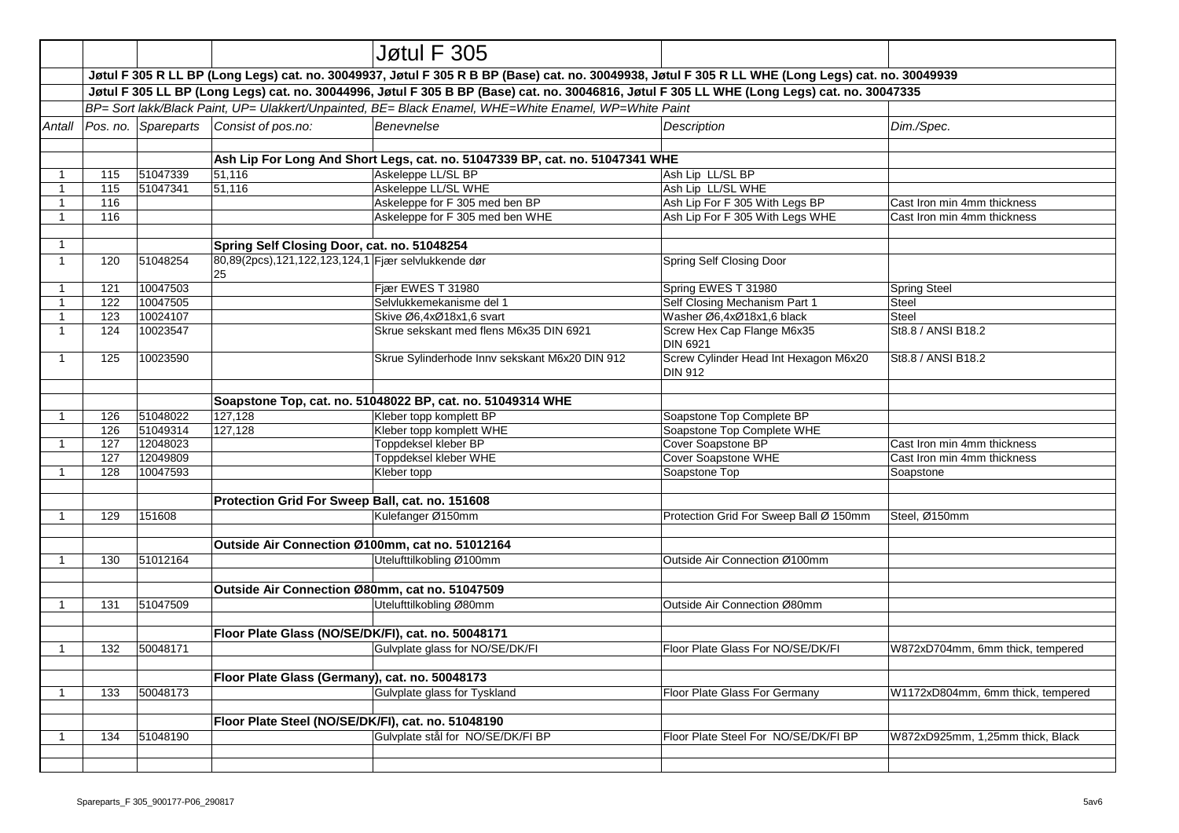# Jøtul F 305

**Jøtul F 305 R LL BP (Long Legs) cat. no. 30049937, Jøtul F 305 R B BP (Base) cat. no. 30049938, Jøtul F 305 R LL WHE (Long Legs) cat. no. 30049939**

**Jøtul F 305 LL BP (Long Legs) cat. no. 30044996, Jøtul F 305 B BP (Base) cat. no. 30046816, Jøtul F 305 LL WHE (Long Legs) cat. no. 30047335**

*BP= Sort lakk/Black Paint, UP= Ulakkert/Unpainted, BE= Black Enamel, WHE=White Enamel, WP=White Paint*

| *Antall* | *Pos. no.* | *Spareparts* | *Consist of pos.no:* | *Benevnelse* | *Description* | *Dim./Spec.* |
|---|---|---|---|---|---|---|
| | | | **Ash Lip For Long And Short Legs, cat. no. 51047339 BP, cat. no. 51047341 WHE** | | | |
| 1 | 115 | 51047339 | 51,116 | Askeleppe LL/SL BP | Ash Lip LL/SL BP | |
| 1 | 115 | 51047341 | 51,116 | Askeleppe LL/SL WHE | Ash Lip LL/SL WHE | |
| 1 | 116 | | | Askeleppe for F 305 med ben BP | Ash Lip For F 305 With Legs BP | Cast Iron min 4mm thickness |
| 1 | 116 | | | Askeleppe for F 305 med ben WHE | Ash Lip For F 305 With Legs WHE | Cast Iron min 4mm thickness |
| 1 | | | **Spring Self Closing Door, cat. no. 51048254** | | | |
| 1 | 120 | 51048254 | 80,89(2pcs),121,122,123,124,125 | Fjær selvlukkende dør | Spring Self Closing Door | |
| 1 | 121 | 10047503 | | Fjær EWES T 31980 | Spring EWES T 31980 | Spring Steel |
| 1 | 122 | 10047505 | | Selvlukkemekanisme del 1 | Self Closing Mechanism Part 1 | Steel |
| 1 | 123 | 10024107 | | Skive Ø6,4xØ18x1,6 svart | Washer Ø6,4xØ18x1,6 black | Steel |
| 1 | 124 | 10023547 | | Skrue sekskant med flens M6x35 DIN 6921 | Screw Hex Cap Flange M6x35 DIN 6921 | St8.8 / ANSI B18.2 |
| 1 | 125 | 10023590 | | Skrue Sylinderhode Innv sekskant M6x20 DIN 912 | Screw Cylinder Head Int Hexagon M6x20 DIN 912 | St8.8 / ANSI B18.2 |
| | | | **Soapstone Top, cat. no. 51048022 BP, cat. no. 51049314 WHE** | | | |
| 1 | 126 | 51048022 | 127,128 | Kleber topp komplett BP | Soapstone Top Complete BP | |
| | 126 | 51049314 | 127,128 | Kleber topp komplett WHE | Soapstone Top Complete WHE | |
| 1 | 127 | 12048023 | | Toppdeksel kleber BP | Cover Soapstone BP | Cast Iron min 4mm thickness |
| | 127 | 12049809 | | Toppdeksel kleber WHE | Cover Soapstone WHE | Cast Iron min 4mm thickness |
| 1 | 128 | 10047593 | | Kleber topp | Soapstone Top | Soapstone |
| | | | **Protection Grid For Sweep Ball, cat. no. 151608** | | | |
| 1 | 129 | 151608 | | Kulefanger Ø150mm | Protection Grid For Sweep Ball Ø 150mm | Steel, Ø150mm |
| | | | **Outside Air Connection Ø100mm, cat no. 51012164** | | | |
| 1 | 130 | 51012164 | | Utelufttilkobling Ø100mm | Outside Air Connection Ø100mm | |
| | | | **Outside Air Connection Ø80mm, cat no. 51047509** | | | |
| 1 | 131 | 51047509 | | Utelufttilkobling Ø80mm | Outside Air Connection Ø80mm | |
| | | | **Floor Plate Glass (NO/SE/DK/FI), cat. no. 50048171** | | | |
| 1 | 132 | 50048171 | | Gulvplate glass for NO/SE/DK/FI | Floor Plate Glass For NO/SE/DK/FI | W872xD704mm, 6mm thick, tempered |
| | | | **Floor Plate Glass (Germany), cat. no. 50048173** | | | |
| 1 | 133 | 50048173 | | Gulvplate glass for Tyskland | Floor Plate Glass For Germany | W1172xD804mm, 6mm thick, tempered |
| | | | **Floor Plate Steel (NO/SE/DK/FI), cat. no. 51048190** | | | |
| 1 | 134 | 51048190 | | Gulvplate stål for NO/SE/DK/FI BP | Floor Plate Steel For NO/SE/DK/FI BP | W872xD925mm, 1,25mm thick, Black |

Spareparts_F 305_900177-P06_290817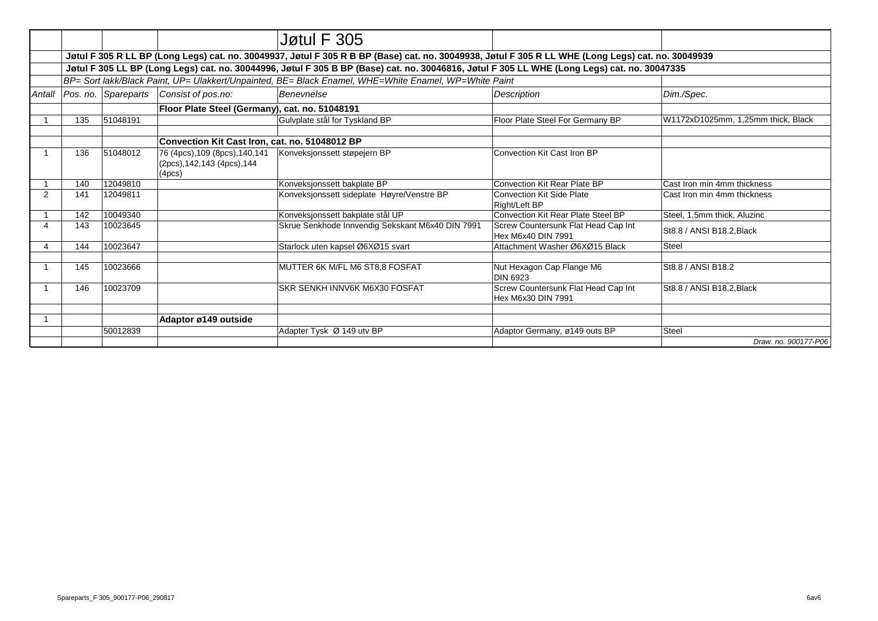# Jøtul F 305

**Jøtul F 305 R LL BP (Long Legs) cat. no. 30049937, Jøtul F 305 R B BP (Base) cat. no. 30049938, Jøtul F 305 R LL WHE (Long Legs) cat. no. 30049939**

**Jøtul F 305 LL BP (Long Legs) cat. no. 30044996, Jøtul F 305 B BP (Base) cat. no. 30046816, Jøtul F 305 LL WHE (Long Legs) cat. no. 30047335**

*BP= Sort lakk/Black Paint, UP= Ulakkert/Unpainted, BE= Black Enamel, WHE=White Enamel, WP=White Paint*

| *Antall* | *Pos. no.* | *Spareparts* | *Consist of pos.no:* | *Benevnelse* | *Description* | *Dim./Spec.* |
|---|---|---|---|---|---|---|
| | | | **Floor Plate Steel (Germany), cat. no. 51048191** | | | |
| 1 | 135 | 51048191 | | Gulvplate stål for Tyskland BP | Floor Plate Steel For Germany BP | W1172xD1025mm, 1,25mm thick, Black |
| | | | | | | |
| | | | **Convection Kit Cast Iron, cat. no. 51048012 BP** | | | |
| 1 | 136 | 51048012 | 76 (4pcs),109 (8pcs),140,141 (2pcs),142,143 (4pcs),144 (4pcs) | Konveksjonssett støpejern BP | Convection Kit Cast Iron BP | |
| 1 | 140 | 12049810 | | Konveksjonssett bakplate BP | Convection Kit Rear Plate BP | Cast Iron min 4mm thickness |
| 2 | 141 | 12049811 | | Konveksjonssett sideplate Høyre/Venstre BP | Convection Kit Side Plate Right/Left BP | Cast Iron min 4mm thickness |
| 1 | 142 | 10049340 | | Konveksjonssett bakplate stål UP | Convection Kit Rear Plate Steel BP | Steel, 1,5mm thick, Aluzinc |
| 4 | 143 | 10023645 | | Skrue Senkhode Innvendig Sekskant M6x40 DIN 7991 | Screw Countersunk Flat Head Cap Int Hex M6x40 DIN 7991 | St8.8 / ANSI B18.2,Black |
| 4 | 144 | 10023647 | | Starlock uten kapsel Ø6XØ15 svart | Attachment Washer Ø6XØ15 Black | Steel |
| | | | | | | |
| 1 | 145 | 10023666 | | MUTTER 6K M/FL M6 ST8,8 FOSFAT | Nut Hexagon Cap Flange M6 DIN 6923 | St8.8 / ANSI B18.2 |
| 1 | 146 | 10023709 | | SKR SENKH INNV6K M6X30 FOSFAT | Screw Countersunk Flat Head Cap Int Hex M6x30 DIN 7991 | St8.8 / ANSI B18.2,Black |
| | | | | | | |
| 1 | | | **Adaptor ø149 outside** | | | |
| | | 50012839 | | Adapter Tysk Ø 149 utv BP | Adaptor Germany, ø149 outs BP | Steel |
| | | | | | | *Draw. no. 900177-P06* |